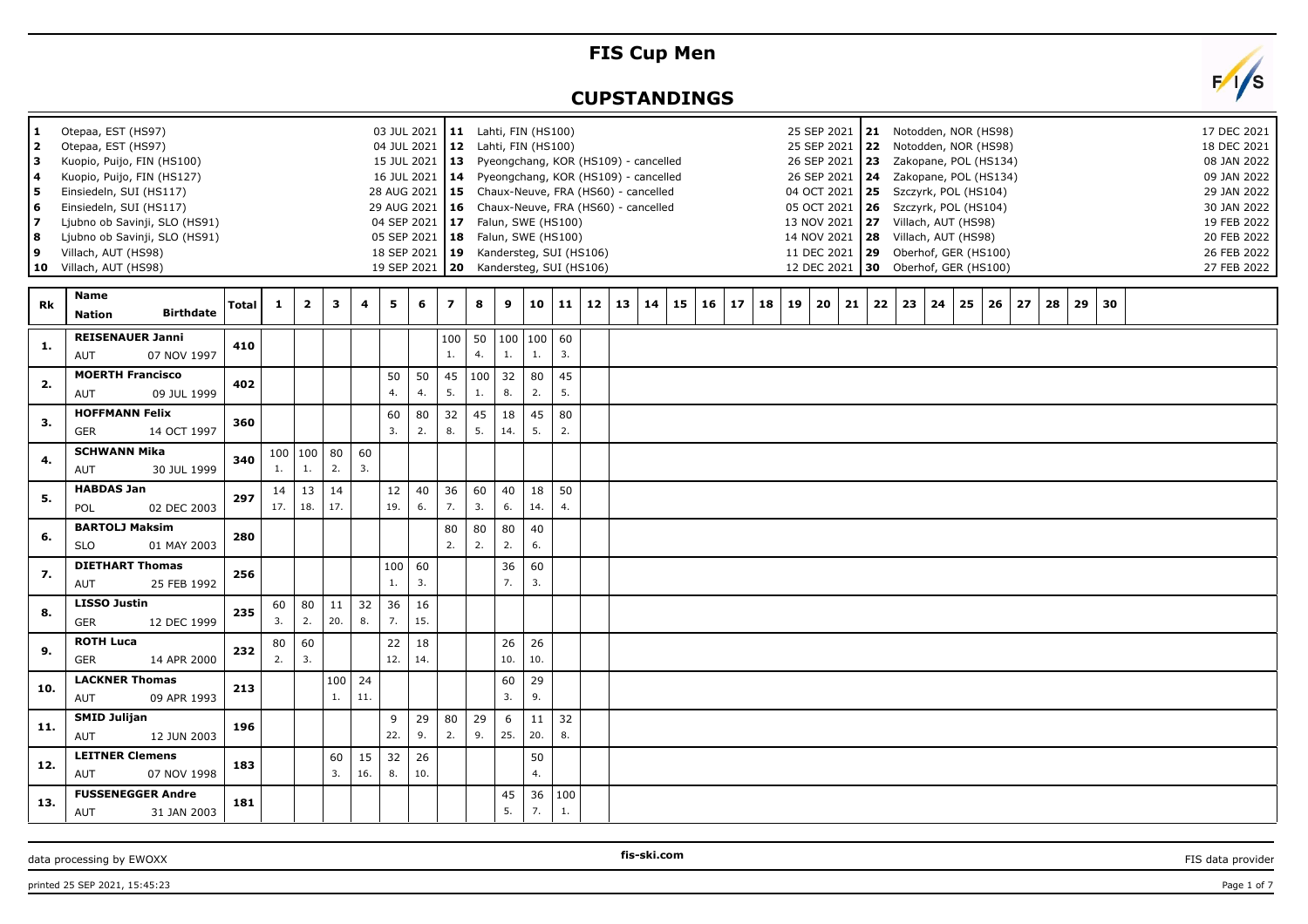# FIS Cup Men

## CUPSTANDINGS

| # | Venue | Date | # | Venue | Date | # | Venue | Date |
|---|---|---|---|---|---|---|---|---|
| 1 | Otepaa, EST (HS97) | 03 JUL 2021 | 11 | Lahti, FIN (HS100) | 25 SEP 2021 | 21 | Notodden, NOR (HS98) | 17 DEC 2021 |
| 2 | Otepaa, EST (HS97) | 04 JUL 2021 | 12 | Lahti, FIN (HS100) | 25 SEP 2021 | 22 | Notodden, NOR (HS98) | 18 DEC 2021 |
| 3 | Kuopio, Puijo, FIN (HS100) | 15 JUL 2021 | 13 | Pyeongchang, KOR (HS109) - cancelled | 26 SEP 2021 | 23 | Zakopane, POL (HS134) | 08 JAN 2022 |
| 4 | Kuopio, Puijo, FIN (HS127) | 16 JUL 2021 | 14 | Pyeongchang, KOR (HS109) - cancelled | 26 SEP 2021 | 24 | Zakopane, POL (HS134) | 09 JAN 2022 |
| 5 | Einsiedeln, SUI (HS117) | 28 AUG 2021 | 15 | Chaux-Neuve, FRA (HS60) - cancelled | 04 OCT 2021 | 25 | Szczyrk, POL (HS104) | 29 JAN 2022 |
| 6 | Einsiedeln, SUI (HS117) | 29 AUG 2021 | 16 | Chaux-Neuve, FRA (HS60) - cancelled | 05 OCT 2021 | 26 | Szczyrk, POL (HS104) | 30 JAN 2022 |
| 7 | Ljubno ob Savinji, SLO (HS91) | 04 SEP 2021 | 17 | Falun, SWE (HS100) | 13 NOV 2021 | 27 | Villach, AUT (HS98) | 19 FEB 2022 |
| 8 | Ljubno ob Savinji, SLO (HS91) | 05 SEP 2021 | 18 | Falun, SWE (HS100) | 14 NOV 2021 | 28 | Villach, AUT (HS98) | 20 FEB 2022 |
| 9 | Villach, AUT (HS98) | 18 SEP 2021 | 19 | Kandersteg, SUI (HS106) | 11 DEC 2021 | 29 | Oberhof, GER (HS100) | 26 FEB 2022 |
| 10 | Villach, AUT (HS98) | 19 SEP 2021 | 20 | Kandersteg, SUI (HS106) | 12 DEC 2021 | 30 | Oberhof, GER (HS100) | 27 FEB 2022 |

| Rk | Name / Nation / Birthdate | Total | 1 | 2 | 3 | 4 | 5 | 6 | 7 | 8 | 9 | 10 | 11 | 12 | 13 | 14 | 15 | 16 | 17 | 18 | 19 | 20 | 21 | 22 | 23 | 24 | 25 | 26 | 27 | 28 | 29 | 30 |
|---|---|---|---|---|---|---|---|---|---|---|---|---|---|---|---|---|---|---|---|---|---|---|---|---|---|---|---|---|---|---|---|---|
| 1. | **REISENAUER Janni** AUT 07 NOV 1997 | 410 | | | | | | | 100 1. | 50 4. | 100 1. | 100 1. | 60 3. | | | | | | | | | | | | | | | | | | | |
| 2. | **MOERTH Francisco** AUT 09 JUL 1999 | 402 | | | | | 50 4. | 50 4. | 45 5. | 100 1. | 32 8. | 80 2. | 45 5. | | | | | | | | | | | | | | | | | | | |
| 3. | **HOFFMANN Felix** GER 14 OCT 1997 | 360 | | | | | 60 3. | 80 2. | 32 8. | 45 5. | 18 14. | 45 5. | 80 2. | | | | | | | | | | | | | | | | | | | |
| 4. | **SCHWANN Mika** AUT 30 JUL 1999 | 340 | 100 1. | 100 1. | 80 2. | 60 3. | | | | | | | | | | | | | | | | | | | | | | | | | | |
| 5. | **HABDAS Jan** POL 02 DEC 2003 | 297 | 14 17. | 13 18. | 14 17. | | 12 19. | 40 6. | 36 7. | 60 3. | 40 6. | 18 14. | 50 4. | | | | | | | | | | | | | | | | | | | |
| 6. | **BARTOLJ Maksim** SLO 01 MAY 2003 | 280 | | | | | | | 80 2. | 80 2. | 80 2. | 40 6. | | | | | | | | | | | | | | | | | | | | |
| 7. | **DIETHART Thomas** AUT 25 FEB 1992 | 256 | | | | | 100 1. | 60 3. | | | 36 7. | 60 3. | | | | | | | | | | | | | | | | | | | | |
| 8. | **LISSO Justin** GER 12 DEC 1999 | 235 | 60 3. | 80 2. | 11 20. | 32 8. | 36 7. | 16 15. | | | | | | | | | | | | | | | | | | | | | | | | |
| 9. | **ROTH Luca** GER 14 APR 2000 | 232 | 80 2. | 60 3. | | | 22 12. | 18 14. | | | 26 10. | 26 10. | | | | | | | | | | | | | | | | | | | | |
| 10. | **LACKNER Thomas** AUT 09 APR 1993 | 213 | | | 100 1. | 24 11. | | | | | 60 3. | 29 9. | | | | | | | | | | | | | | | | | | | | |
| 11. | **SMID Julijan** AUT 12 JUN 2003 | 196 | | | | | 9 22. | 29 9. | 80 2. | 29 9. | 6 25. | 11 20. | 32 8. | | | | | | | | | | | | | | | | | | | |
| 12. | **LEITNER Clemens** AUT 07 NOV 1998 | 183 | | | 60 3. | 15 16. | 32 8. | 26 10. | | | | 50 4. | | | | | | | | | | | | | | | | | | | | |
| 13. | **FUSSENEGGER Andre** AUT 31 JAN 2003 | 181 | | | | | | | | | 45 5. | 36 7. | 100 1. | | | | | | | | | | | | | | | | | | | |

data processing by EWOXX — fis-ski.com — FIS data provider

printed 25 SEP 2021, 15:45:23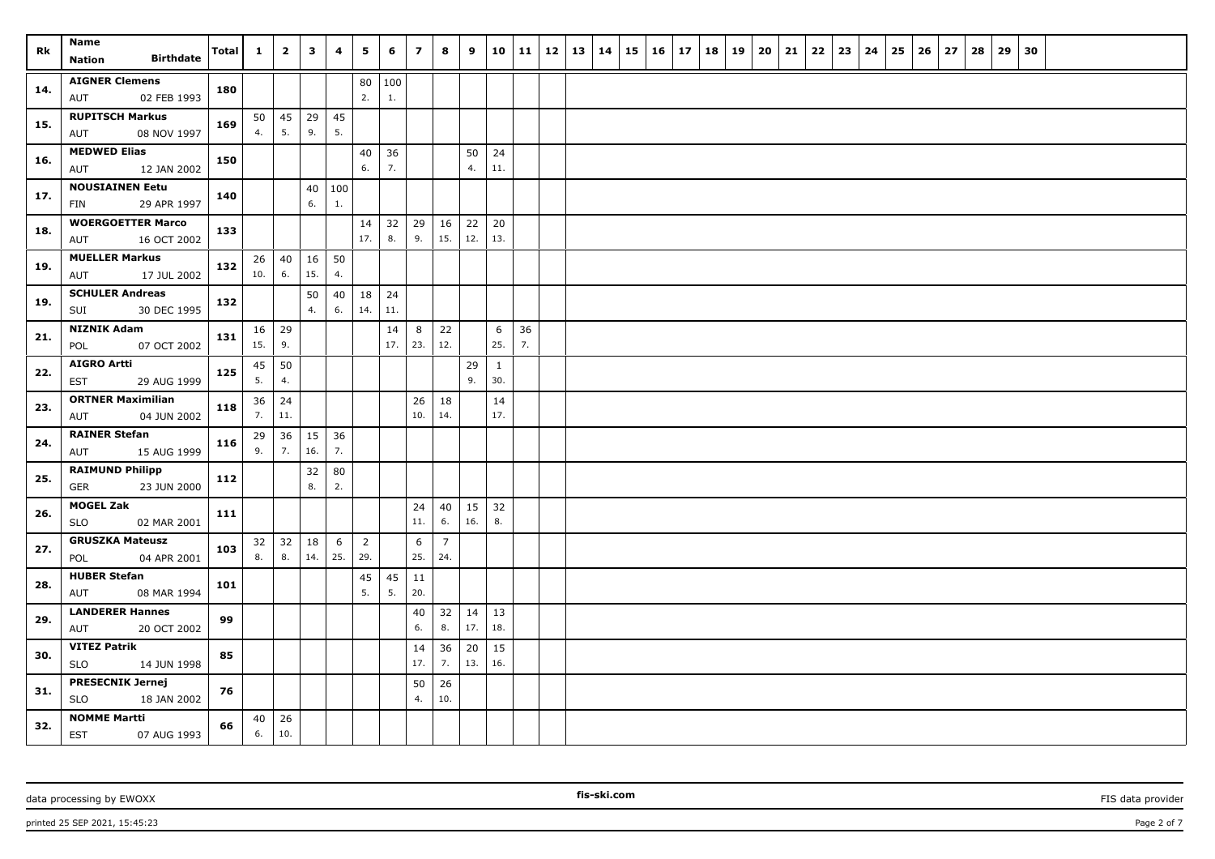| Rk | Name<br>Nation Birthdate | Total | 1 | 2 | 3 | 4 | 5 | 6 | 7 | 8 | 9 | 10 | 11 | 12 | 13 | 14 | 15 | 16 | 17 | 18 | 19 | 20 | 21 | 22 | 23 | 24 | 25 | 26 | 27 | 28 | 29 | 30 |
|---|---|---|---|---|---|---|---|---|---|---|---|---|---|---|---|---|---|---|---|---|---|---|---|---|---|---|---|---|---|---|---|---|
| 14. | AIGNER Clemens<br>AUT 02 FEB 1993 | 180 | | | | | 80<br>2. | 100<br>1. | | | | | | | | | | | | | | | | | | | | | | | | |
| 15. | RUPITSCH Markus<br>AUT 08 NOV 1997 | 169 | 50<br>4. | 45<br>5. | 29<br>9. | 45<br>5. | | | | | | | | | | | | | | | | | | | | | | | | | | |
| 16. | MEDWED Elias<br>AUT 12 JAN 2002 | 150 | | | | | 40<br>6. | 36<br>7. | | | 50<br>4. | 24<br>11. | | | | | | | | | | | | | | | | | | | | |
| 17. | NOUSIAINEN Eetu<br>FIN 29 APR 1997 | 140 | | | 40<br>6. | 100<br>1. | | | | | | | | | | | | | | | | | | | | | | | | | | |
| 18. | WOERGOETTER Marco<br>AUT 16 OCT 2002 | 133 | | | | | 14<br>17. | 32<br>8. | 29<br>9. | 16<br>15. | 22<br>12. | 20<br>13. | | | | | | | | | | | | | | | | | | | | |
| 19. | MUELLER Markus<br>AUT 17 JUL 2002 | 132 | 26<br>10. | 40<br>6. | 16<br>15. | 50<br>4. | | | | | | | | | | | | | | | | | | | | | | | | | | |
| 19. | SCHULER Andreas<br>SUI 30 DEC 1995 | 132 | | | 50<br>4. | 40<br>6. | 18<br>14. | 24<br>11. | | | | | | | | | | | | | | | | | | | | | | | | |
| 21. | NIZNIK Adam<br>POL 07 OCT 2002 | 131 | 16<br>15. | 29<br>9. | | | | 14<br>17. | 8<br>23. | 22<br>12. | | 6<br>25. | 36<br>7. | | | | | | | | | | | | | | | | | | | |
| 22. | AIGRO Artti<br>EST 29 AUG 1999 | 125 | 45<br>5. | 50<br>4. | | | | | | | 29<br>9. | 1<br>30. | | | | | | | | | | | | | | | | | | | | |
| 23. | ORTNER Maximilian<br>AUT 04 JUN 2002 | 118 | 36<br>7. | 24<br>11. | | | | | 26<br>10. | 18<br>14. | | 14<br>17. | | | | | | | | | | | | | | | | | | | | |
| 24. | RAINER Stefan<br>AUT 15 AUG 1999 | 116 | 29<br>9. | 36<br>7. | 15<br>16. | 36<br>7. | | | | | | | | | | | | | | | | | | | | | | | | | | |
| 25. | RAIMUND Philipp<br>GER 23 JUN 2000 | 112 | | | 32<br>8. | 80<br>2. | | | | | | | | | | | | | | | | | | | | | | | | | | |
| 26. | MOGEL Zak<br>SLO 02 MAR 2001 | 111 | | | | | | | 24<br>11. | 40<br>6. | 15<br>16. | 32<br>8. | | | | | | | | | | | | | | | | | | | | |
| 27. | GRUSZKA Mateusz<br>POL 04 APR 2001 | 103 | 32<br>8. | 32<br>8. | 18<br>14. | 6<br>25. | 2<br>29. | | 6<br>25. | 7<br>24. | | | | | | | | | | | | | | | | | | | | | | |
| 28. | HUBER Stefan<br>AUT 08 MAR 1994 | 101 | | | | | 45<br>5. | 45<br>5. | 11<br>20. | | | | | | | | | | | | | | | | | | | | | | | |
| 29. | LANDERER Hannes<br>AUT 20 OCT 2002 | 99 | | | | | | | 40<br>6. | 32<br>8. | 14<br>17. | 13<br>18. | | | | | | | | | | | | | | | | | | | | |
| 30. | VITEZ Patrik<br>SLO 14 JUN 1998 | 85 | | | | | | | 14<br>17. | 36<br>7. | 20<br>13. | 15<br>16. | | | | | | | | | | | | | | | | | | | | |
| 31. | PRESECNIK Jernej<br>SLO 18 JAN 2002 | 76 | | | | | | | 50<br>4. | 26<br>10. | | | | | | | | | | | | | | | | | | | | | | |
| 32. | NOMME Martti<br>EST 07 AUG 1993 | 66 | 40<br>6. | 26<br>10. | | | | | | | | | | | | | | | | | | | | | | | | | | | | |

data processing by EWOXX | fis-ski.com | FIS data provider

printed 25 SEP 2021, 15:45:23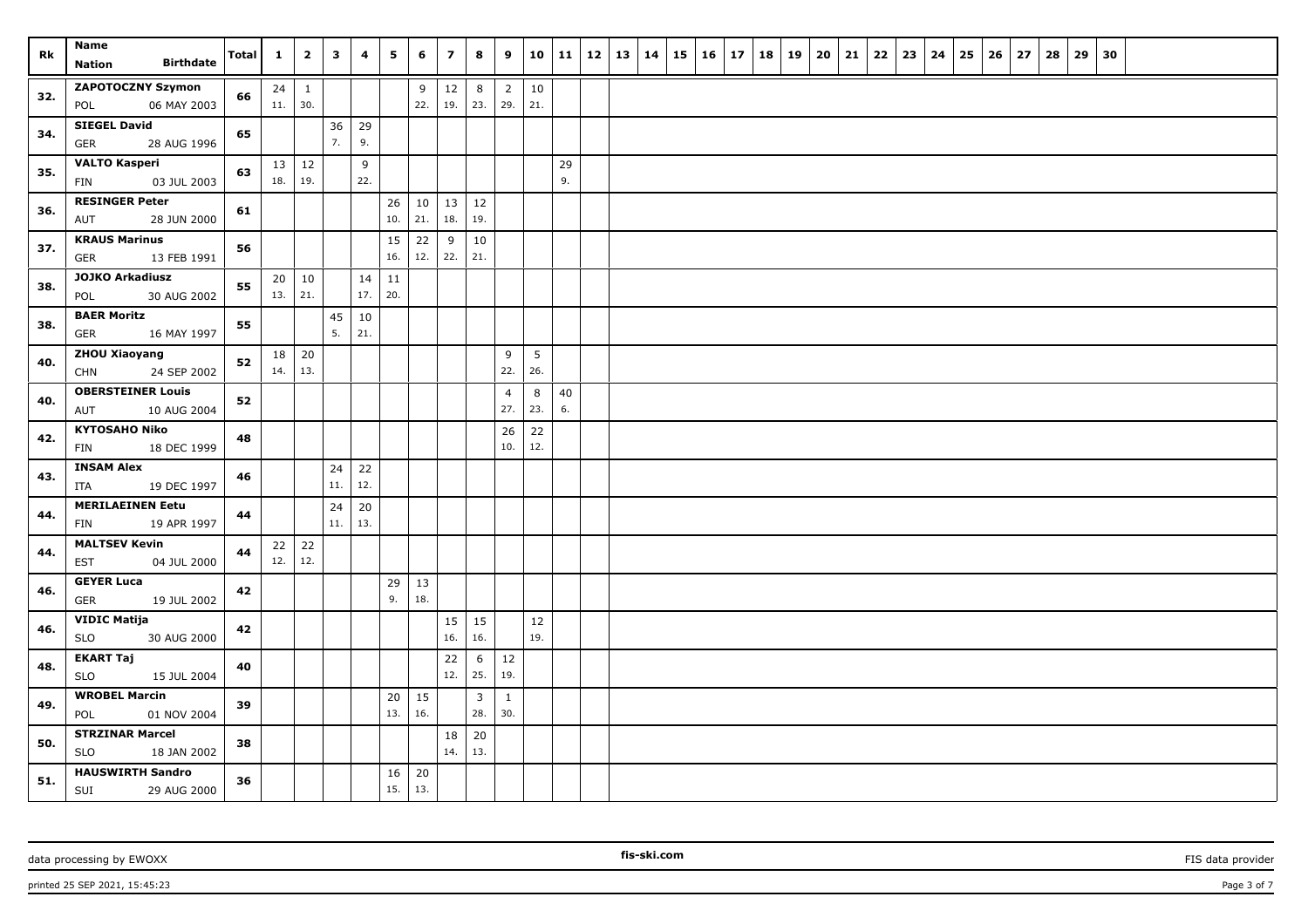| Rk | Name | Nation | Birthdate | Total | 1 | 2 | 3 | 4 | 5 | 6 | 7 | 8 | 9 | 10 | 11 | 12 | 13 | 14 | 15 | 16 | 17 | 18 | 19 | 20 | 21 | 22 | 23 | 24 | 25 | 26 | 27 | 28 | 29 | 30 |
|---|---|---|---|---|---|---|---|---|---|---|---|---|---|---|---|---|---|---|---|---|---|---|---|---|---|---|---|---|---|---|---|---|---|---|
| 32. | ZAPOTOCZNY Szymon | POL | 06 MAY 2003 | 66 | 24 (11.) | 1 (30.) | | | | 9 (22.) | 12 (19.) | 8 (23.) | 2 (29.) | 10 (21.) | | | | | | | | | | | | | | | | | | | | |
| 34. | SIEGEL David | GER | 28 AUG 1996 | 65 | | | 36 (7.) | 29 (9.) | | | | | | | | | | | | | | | | | | | | | | | | | | |
| 35. | VALTO Kasperi | FIN | 03 JUL 2003 | 63 | 13 (18.) | 12 (19.) | | 9 (22.) | | | | | | | 29 (9.) | | | | | | | | | | | | | | | | | | | |
| 36. | RESINGER Peter | AUT | 28 JUN 2000 | 61 | | | | | 26 (10.) | 10 (21.) | 13 (18.) | 12 (19.) | | | | | | | | | | | | | | | | | | | | | | |
| 37. | KRAUS Marinus | GER | 13 FEB 1991 | 56 | | | | | 15 (16.) | 22 (12.) | 9 (22.) | 10 (21.) | | | | | | | | | | | | | | | | | | | | | | |
| 38. | JOJKO Arkadiusz | POL | 30 AUG 2002 | 55 | 20 (13.) | 10 (21.) | | 14 (17.) | 11 (20.) | | | | | | | | | | | | | | | | | | | | | | | | | |
| 38. | BAER Moritz | GER | 16 MAY 1997 | 55 | | | 45 (5.) | 10 (21.) | | | | | | | | | | | | | | | | | | | | | | | | | | |
| 40. | ZHOU Xiaoyang | CHN | 24 SEP 2002 | 52 | 18 (14.) | 20 (13.) | | | | | | | 9 (22.) | 5 (26.) | | | | | | | | | | | | | | | | | | | | |
| 40. | OBERSTEINER Louis | AUT | 10 AUG 2004 | 52 | | | | | | | | | 4 (27.) | 8 (23.) | 40 (6.) | | | | | | | | | | | | | | | | | | | |
| 42. | KYTOSAHO Niko | FIN | 18 DEC 1999 | 48 | | | | | | | | | 26 (10.) | 22 (12.) | | | | | | | | | | | | | | | | | | | | |
| 43. | INSAM Alex | ITA | 19 DEC 1997 | 46 | | | 24 (11.) | 22 (12.) | | | | | | | | | | | | | | | | | | | | | | | | | | |
| 44. | MERILAEINEN Eetu | FIN | 19 APR 1997 | 44 | | | 24 (11.) | 20 (13.) | | | | | | | | | | | | | | | | | | | | | | | | | | |
| 44. | MALTSEV Kevin | EST | 04 JUL 2000 | 44 | 22 (12.) | 22 (12.) | | | | | | | | | | | | | | | | | | | | | | | | | | | | |
| 46. | GEYER Luca | GER | 19 JUL 2002 | 42 | | | | | 29 (9.) | 13 (18.) | | | | | | | | | | | | | | | | | | | | | | | | |
| 46. | VIDIC Matija | SLO | 30 AUG 2000 | 42 | | | | | | | 15 (16.) | 15 (16.) | | 12 (19.) | | | | | | | | | | | | | | | | | | | | |
| 48. | EKART Taj | SLO | 15 JUL 2004 | 40 | | | | | | | 22 (12.) | 6 (25.) | 12 (19.) | | | | | | | | | | | | | | | | | | | | | |
| 49. | WROBEL Marcin | POL | 01 NOV 2004 | 39 | | | | | 20 (13.) | 15 (16.) | | 3 (28.) | 1 (30.) | | | | | | | | | | | | | | | | | | | | | |
| 50. | STRZINAR Marcel | SLO | 18 JAN 2002 | 38 | | | | | | | 18 (14.) | 20 (13.) | | | | | | | | | | | | | | | | | | | | | | |
| 51. | HAUSWIRTH Sandro | SUI | 29 AUG 2000 | 36 | | | | | 16 (15.) | 20 (13.) | | | | | | | | | | | | | | | | | | | | | | | | |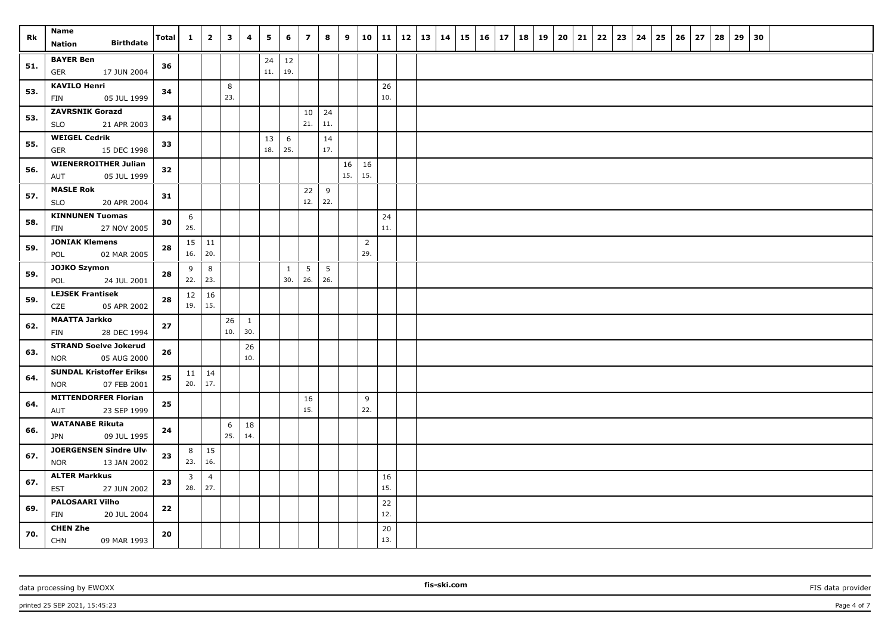| Rk | Name<br>Nation Birthdate | Total | 1 | 2 | 3 | 4 | 5 | 6 | 7 | 8 | 9 | 10 | 11 | 12 | 13 | 14 | 15 | 16 | 17 | 18 | 19 | 20 | 21 | 22 | 23 | 24 | 25 | 26 | 27 | 28 | 29 | 30 |
|---|---|---|---|---|---|---|---|---|---|---|---|---|---|---|---|---|---|---|---|---|---|---|---|---|---|---|---|---|---|---|---|---|
| 51. | **BAYER Ben**<br>GER 17 JUN 2004 | **36** | | | | | 24<br>11. | 12<br>19. | | | | | | | | | | | | | | | | | | | | | | | | |
| 53. | **KAVILO Henri**<br>FIN 05 JUL 1999 | **34** | | | 8<br>23. | | | | | | | | 26<br>10. | | | | | | | | | | | | | | | | | | | |
| 53. | **ZAVRSNIK Gorazd**<br>SLO 21 APR 2003 | **34** | | | | | | | 10<br>21. | 24<br>11. | | | | | | | | | | | | | | | | | | | | | | |
| 55. | **WEIGEL Cedrik**<br>GER 15 DEC 1998 | **33** | | | | | 13<br>18. | 6<br>25. | | 14<br>17. | | | | | | | | | | | | | | | | | | | | | | |
| 56. | **WIENERROITHER Julian**<br>AUT 05 JUL 1999 | **32** | | | | | | | | | 16<br>15. | 16<br>15. | | | | | | | | | | | | | | | | | | | | |
| 57. | **MASLE Rok**<br>SLO 20 APR 2004 | **31** | | | | | | | 22<br>12. | 9<br>22. | | | | | | | | | | | | | | | | | | | | | | |
| 58. | **KINNUNEN Tuomas**<br>FIN 27 NOV 2005 | **30** | 6<br>25. | | | | | | | | | | 24<br>11. | | | | | | | | | | | | | | | | | | | |
| 59. | **JONIAK Klemens**<br>POL 02 MAR 2005 | **28** | 15<br>16. | 11<br>20. | | | | | | | | 2<br>29. | | | | | | | | | | | | | | | | | | | | |
| 59. | **JOJKO Szymon**<br>POL 24 JUL 2001 | **28** | 9<br>22. | 8<br>23. | | | | 1<br>30. | 5<br>26. | 5<br>26. | | | | | | | | | | | | | | | | | | | | | | |
| 59. | **LEJSEK Frantisek**<br>CZE 05 APR 2002 | **28** | 12<br>19. | 16<br>15. | | | | | | | | | | | | | | | | | | | | | | | | | | | | |
| 62. | **MAATTA Jarkko**<br>FIN 28 DEC 1994 | **27** | | | 26<br>10. | 1<br>30. | | | | | | | | | | | | | | | | | | | | | | | | | | |
| 63. | **STRAND Soelve Jokerud**<br>NOR 05 AUG 2000 | **26** | | | | 26<br>10. | | | | | | | | | | | | | | | | | | | | | | | | | | |
| 64. | **SUNDAL Kristoffer Erikse**<br>NOR 07 FEB 2001 | **25** | 11<br>20. | 14<br>17. | | | | | | | | | | | | | | | | | | | | | | | | | | | | |
| 64. | **MITTENDORFER Florian**<br>AUT 23 SEP 1999 | **25** | | | | | | | 16<br>15. | | | 9<br>22. | | | | | | | | | | | | | | | | | | | | |
| 66. | **WATANABE Rikuta**<br>JPN 09 JUL 1995 | **24** | | | 6<br>25. | 18<br>14. | | | | | | | | | | | | | | | | | | | | | | | | | | |
| 67. | **JOERGENSEN Sindre Ulv**<br>NOR 13 JAN 2002 | **23** | 8<br>23. | 15<br>16. | | | | | | | | | | | | | | | | | | | | | | | | | | | | |
| 67. | **ALTER Markkus**<br>EST 27 JUN 2002 | **23** | 3<br>28. | 4<br>27. | | | | | | | | | 16<br>15. | | | | | | | | | | | | | | | | | | | |
| 69. | **PALOSAARI Vilho**<br>FIN 20 JUL 2004 | **22** | | | | | | | | | | | 22<br>12. | | | | | | | | | | | | | | | | | | | |
| 70. | **CHEN Zhe**<br>CHN 09 MAR 1993 | **20** | | | | | | | | | | | 20<br>13. | | | | | | | | | | | | | | | | | | | |

data processing by EWOXX | fis-ski.com | FIS data provider

printed 25 SEP 2021, 15:45:23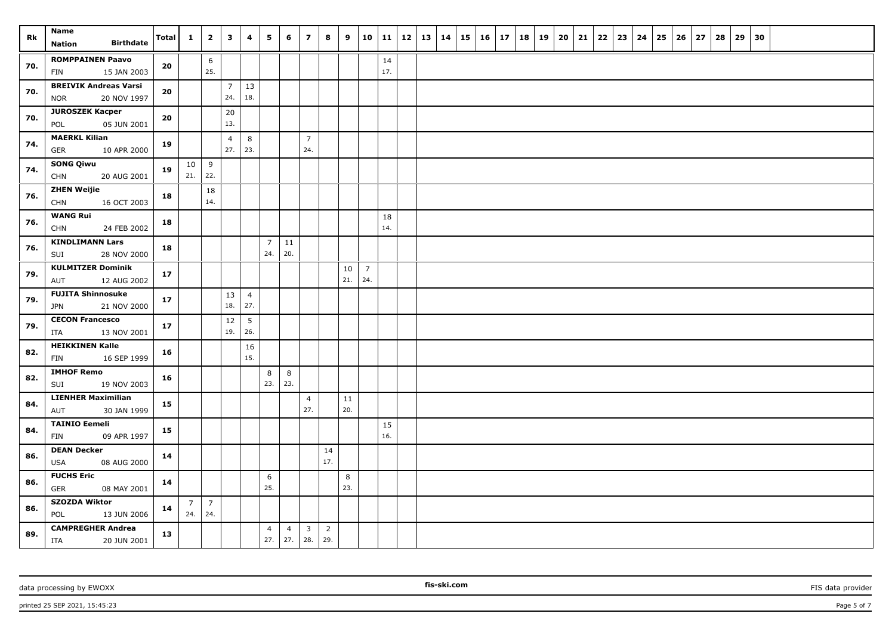| Rk | Name Nation Birthdate | Total | 1 | 2 | 3 | 4 | 5 | 6 | 7 | 8 | 9 | 10 | 11 | 12 | 13 | 14 | 15 | 16 | 17 | 18 | 19 | 20 | 21 | 22 | 23 | 24 | 25 | 26 | 27 | 28 | 29 | 30 |
|---|---|---|---|---|---|---|---|---|---|---|---|---|---|---|---|---|---|---|---|---|---|---|---|---|---|---|---|---|---|---|---|---|
| 70. | **ROMPPAINEN Paavo** FIN 15 JAN 2003 | **20** | | 6 25. | | | | | | | | | 14 17. | | | | | | | | | | | | | | | | | | | |
| 70. | **BREIVIK Andreas Varsi** NOR 20 NOV 1997 | **20** | | | 7 24. | 13 18. | | | | | | | | | | | | | | | | | | | | | | | | | | |
| 70. | **JUROSZEK Kacper** POL 05 JUN 2001 | **20** | | | 20 13. | | | | | | | | | | | | | | | | | | | | | | | | | | | |
| 74. | **MAERKL Kilian** GER 10 APR 2000 | **19** | | | 4 27. | 8 23. | | | 7 24. | | | | | | | | | | | | | | | | | | | | | | | |
| 74. | **SONG Qiwu** CHN 20 AUG 2001 | **19** | 10 21. | 9 22. | | | | | | | | | | | | | | | | | | | | | | | | | | | | |
| 76. | **ZHEN Weijie** CHN 16 OCT 2003 | **18** | | 18 14. | | | | | | | | | | | | | | | | | | | | | | | | | | | | |
| 76. | **WANG Rui** CHN 24 FEB 2002 | **18** | | | | | | | | | | | 18 14. | | | | | | | | | | | | | | | | | | | |
| 76. | **KINDLIMANN Lars** SUI 28 NOV 2000 | **18** | | | | | 7 24. | 11 20. | | | | | | | | | | | | | | | | | | | | | | | | |
| 79. | **KULMITZER Dominik** AUT 12 AUG 2002 | **17** | | | | | | | | | 10 21. | 7 24. | | | | | | | | | | | | | | | | | | | | |
| 79. | **FUJITA Shinnosuke** JPN 21 NOV 2000 | **17** | | | 13 18. | 4 27. | | | | | | | | | | | | | | | | | | | | | | | | | | |
| 79. | **CECON Francesco** ITA 13 NOV 2001 | **17** | | | 12 19. | 5 26. | | | | | | | | | | | | | | | | | | | | | | | | | | |
| 82. | **HEIKKINEN Kalle** FIN 16 SEP 1999 | **16** | | | | 16 15. | | | | | | | | | | | | | | | | | | | | | | | | | | |
| 82. | **IMHOF Remo** SUI 19 NOV 2003 | **16** | | | | | 8 23. | 8 23. | | | | | | | | | | | | | | | | | | | | | | | | |
| 84. | **LIENHER Maximilian** AUT 30 JAN 1999 | **15** | | | | | | | 4 27. | | 11 20. | | | | | | | | | | | | | | | | | | | | | |
| 84. | **TAINIO Eemeli** FIN 09 APR 1997 | **15** | | | | | | | | | | | 15 16. | | | | | | | | | | | | | | | | | | | |
| 86. | **DEAN Decker** USA 08 AUG 2000 | **14** | | | | | | | | 14 17. | | | | | | | | | | | | | | | | | | | | | | |
| 86. | **FUCHS Eric** GER 08 MAY 2001 | **14** | | | | | 6 25. | | | | 8 23. | | | | | | | | | | | | | | | | | | | | | |
| 86. | **SZOZDA Wiktor** POL 13 JUN 2006 | **14** | 7 24. | 7 24. | | | | | | | | | | | | | | | | | | | | | | | | | | | | |
| 89. | **CAMPREGHER Andrea** ITA 20 JUN 2001 | **13** | | | | | 4 27. | 4 27. | 3 28. | 2 29. | | | | | | | | | | | | | | | | | | | | | | |

data processing by EWOXX | fis-ski.com | FIS data provider

printed 25 SEP 2021, 15:45:23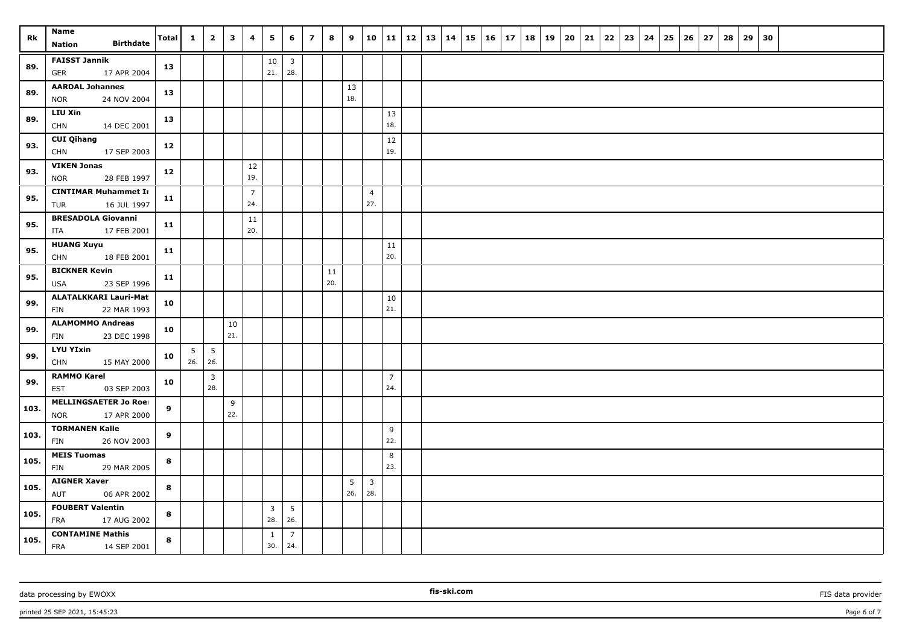| Rk | Name Nation Birthdate | Total | 1 | 2 | 3 | 4 | 5 | 6 | 7 | 8 | 9 | 10 | 11 | 12 | 13 | 14 | 15 | 16 | 17 | 18 | 19 | 20 | 21 | 22 | 23 | 24 | 25 | 26 | 27 | 28 | 29 | 30 |
|---|---|---|---|---|---|---|---|---|---|---|---|---|---|---|---|---|---|---|---|---|---|---|---|---|---|---|---|---|---|---|---|---|
| 89. | **FAISST Jannik** GER 17 APR 2004 | 13 | | | | | 10 21. | 3 28. | | | | | | | | | | | | | | | | | | | | | | | | |
| 89. | **AARDAL Johannes** NOR 24 NOV 2004 | 13 | | | | | | | | | 13 18. | | | | | | | | | | | | | | | | | | | | | |
| 89. | **LIU Xin** CHN 14 DEC 2001 | 13 | | | | | | | | | | | 13 18. | | | | | | | | | | | | | | | | | | | |
| 93. | **CUI Qihang** CHN 17 SEP 2003 | 12 | | | | | | | | | | | 12 19. | | | | | | | | | | | | | | | | | | | |
| 93. | **VIKEN Jonas** NOR 28 FEB 1997 | 12 | | | | 12 19. | | | | | | | | | | | | | | | | | | | | | | | | | | |
| 95. | **CINTIMAR Muhammet I** TUR 16 JUL 1997 | 11 | | | | 7 24. | | | | | | 4 27. | | | | | | | | | | | | | | | | | | | | |
| 95. | **BRESADOLA Giovanni** ITA 17 FEB 2001 | 11 | | | | 11 20. | | | | | | | | | | | | | | | | | | | | | | | | | | |
| 95. | **HUANG Xuyu** CHN 18 FEB 2001 | 11 | | | | | | | | | | | 11 20. | | | | | | | | | | | | | | | | | | | |
| 95. | **BICKNER Kevin** USA 23 SEP 1996 | 11 | | | | | | | | 11 20. | | | | | | | | | | | | | | | | | | | | | | |
| 99. | **ALATALKKARI Lauri-Mat** FIN 22 MAR 1993 | 10 | | | | | | | | | | | 10 21. | | | | | | | | | | | | | | | | | | | |
| 99. | **ALAMOMMO Andreas** FIN 23 DEC 1998 | 10 | | | 10 21. | | | | | | | | | | | | | | | | | | | | | | | | | | | |
| 99. | **LYU YIxin** CHN 15 MAY 2000 | 10 | 5 26. | 5 26. | | | | | | | | | | | | | | | | | | | | | | | | | | | | |
| 99. | **RAMMO Karel** EST 03 SEP 2003 | 10 | | 3 28. | | | | | | | | | 7 24. | | | | | | | | | | | | | | | | | | | |
| 103. | **MELLINGSAETER Jo Roe** NOR 17 APR 2000 | 9 | | | 9 22. | | | | | | | | | | | | | | | | | | | | | | | | | | | |
| 103. | **TORMANEN Kalle** FIN 26 NOV 2003 | 9 | | | | | | | | | | | 9 22. | | | | | | | | | | | | | | | | | | | |
| 105. | **MEIS Tuomas** FIN 29 MAR 2005 | 8 | | | | | | | | | | | 8 23. | | | | | | | | | | | | | | | | | | | |
| 105. | **AIGNER Xaver** AUT 06 APR 2002 | 8 | | | | | | | | | 5 26. | 3 28. | | | | | | | | | | | | | | | | | | | | |
| 105. | **FOUBERT Valentin** FRA 17 AUG 2002 | 8 | | | | | 3 28. | 5 26. | | | | | | | | | | | | | | | | | | | | | | | | |
| 105. | **CONTAMINE Mathis** FRA 14 SEP 2001 | 8 | | | | | 1 30. | 7 24. | | | | | | | | | | | | | | | | | | | | | | | | |

data processing by EWOXX fis-ski.com FIS data provider

printed 25 SEP 2021, 15:45:23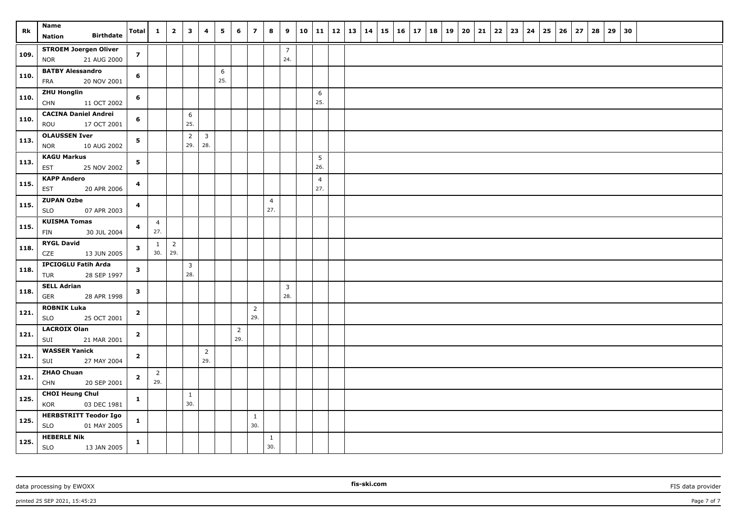| Rk | Name<br>Nation Birthdate | Total | 1 | 2 | 3 | 4 | 5 | 6 | 7 | 8 | 9 | 10 | 11 | 12 | 13 | 14 | 15 | 16 | 17 | 18 | 19 | 20 | 21 | 22 | 23 | 24 | 25 | 26 | 27 | 28 | 29 | 30 |
|---|---|---|---|---|---|---|---|---|---|---|---|---|---|---|---|---|---|---|---|---|---|---|---|---|---|---|---|---|---|---|---|---|
| 109. | **STROEM Joergen Oliver**<br>NOR 21 AUG 2000 | **7** | | | | | | | | | 7<br>24. | | | | | | | | | | | | | | | | | | | | | |
| 110. | **BATBY Alessandro**<br>FRA 20 NOV 2001 | **6** | | | | | 6<br>25. | | | | | | | | | | | | | | | | | | | | | | | | | |
| 110. | **ZHU Honglin**<br>CHN 11 OCT 2002 | **6** | | | | | | | | | | | 6<br>25. | | | | | | | | | | | | | | | | | | | |
| 110. | **CACINA Daniel Andrei**<br>ROU 17 OCT 2001 | **6** | | | 6<br>25. | | | | | | | | | | | | | | | | | | | | | | | | | | | |
| 113. | **OLAUSSEN Iver**<br>NOR 10 AUG 2002 | **5** | | | 2<br>29. | 3<br>28. | | | | | | | | | | | | | | | | | | | | | | | | | | |
| 113. | **KAGU Markus**<br>EST 25 NOV 2002 | **5** | | | | | | | | | | | 5<br>26. | | | | | | | | | | | | | | | | | | | |
| 115. | **KAPP Andero**<br>EST 20 APR 2006 | **4** | | | | | | | | | | | 4<br>27. | | | | | | | | | | | | | | | | | | | |
| 115. | **ZUPAN Ozbe**<br>SLO 07 APR 2003 | **4** | | | | | | | | 4<br>27. | | | | | | | | | | | | | | | | | | | | | | |
| 115. | **KUISMA Tomas**<br>FIN 30 JUL 2004 | **4** | 4<br>27. | | | | | | | | | | | | | | | | | | | | | | | | | | | | | |
| 118. | **RYGL David**<br>CZE 13 JUN 2005 | **3** | 1<br>30. | 2<br>29. | | | | | | | | | | | | | | | | | | | | | | | | | | | | |
| 118. | **IPCIOGLU Fatih Arda**<br>TUR 28 SEP 1997 | **3** | | | 3<br>28. | | | | | | | | | | | | | | | | | | | | | | | | | | | |
| 118. | **SELL Adrian**<br>GER 28 APR 1998 | **3** | | | | | | | | | 3<br>28. | | | | | | | | | | | | | | | | | | | | | |
| 121. | **ROBNIK Luka**<br>SLO 25 OCT 2001 | **2** | | | | | | | 2<br>29. | | | | | | | | | | | | | | | | | | | | | | | |
| 121. | **LACROIX Olan**<br>SUI 21 MAR 2001 | **2** | | | | | | 2<br>29. | | | | | | | | | | | | | | | | | | | | | | | | |
| 121. | **WASSER Yanick**<br>SUI 27 MAY 2004 | **2** | | | | 2<br>29. | | | | | | | | | | | | | | | | | | | | | | | | | | |
| 121. | **ZHAO Chuan**<br>CHN 20 SEP 2001 | **2** | 2<br>29. | | | | | | | | | | | | | | | | | | | | | | | | | | | | | |
| 125. | **CHOI Heung Chul**<br>KOR 03 DEC 1981 | **1** | | | 1<br>30. | | | | | | | | | | | | | | | | | | | | | | | | | | | |
| 125. | **HERBSTRITT Teodor Igo**<br>SLO 01 MAY 2005 | **1** | | | | | | | 1<br>30. | | | | | | | | | | | | | | | | | | | | | | | |
| 125. | **HEBERLE Nik**<br>SLO 13 JAN 2005 | **1** | | | | | | | | 1<br>30. | | | | | | | | | | | | | | | | | | | | | | |

data processing by EWOXX | fis-ski.com | FIS data provider

printed 25 SEP 2021, 15:45:23